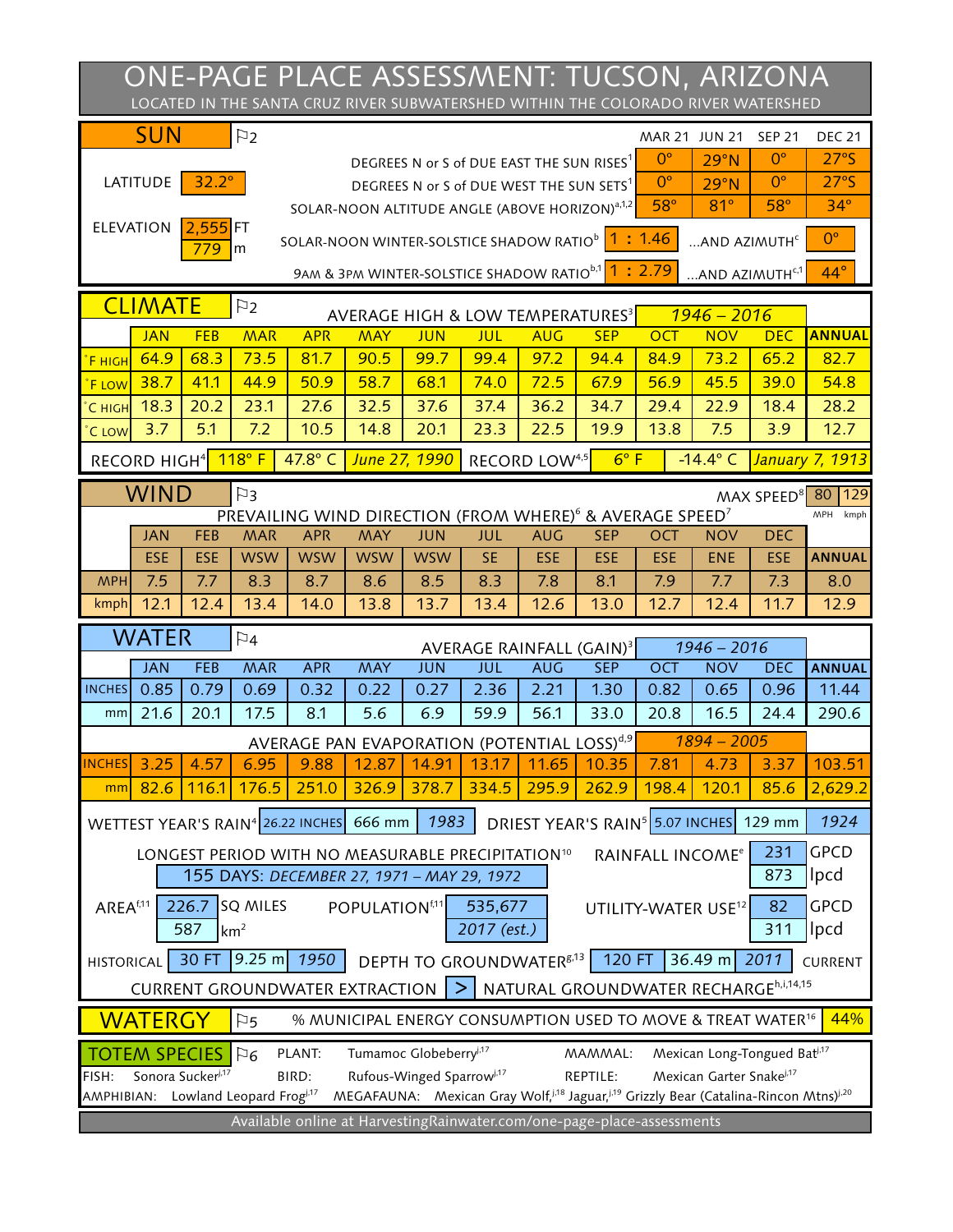# ONE-PAGE PLACE ASSESSMENT: TUCSON, ARIZONA

LOCATED IN THE SANTA CRUZ RIVER SUBWATERSHED WITHIN THE COLORADO RIVER WATERSHED

## SUN ⚐2

LATITUDE: 32.2°

ELEVATION: 2,555 FT / 779 m

| | MAR 21 | JUN 21 | SEP 21 | DEC 21 |
|---|---|---|---|---|
| DEGREES N or S of DUE EAST THE SUN RISES[1] | 0° | 29°N | 0° | 27°S |
| DEGREES N or S of DUE WEST THE SUN SETS[1] | 0° | 29°N | 0° | 27°S |
| SOLAR-NOON ALTITUDE ANGLE (ABOVE HORIZON)[a,1,2] | 58° | 81° | 58° | 34° |

SOLAR-NOON WINTER-SOLSTICE SHADOW RATIO[b]: 1 : 1.46 …AND AZIMUTH[c]: 0°

9AM & 3PM WINTER-SOLSTICE SHADOW RATIO[b,1]: 1 : 2.79 …AND AZIMUTH[c,1]: 44°

## CLIMATE ⚐2

AVERAGE HIGH & LOW TEMPERATURES[3] *1946 – 2016*

| | JAN | FEB | MAR | APR | MAY | JUN | JUL | AUG | SEP | OCT | NOV | DEC | ANNUAL |
|---|---|---|---|---|---|---|---|---|---|---|---|---|---|
| °F HIGH | 64.9 | 68.3 | 73.5 | 81.7 | 90.5 | 99.7 | 99.4 | 97.2 | 94.4 | 84.9 | 73.2 | 65.2 | 82.7 |
| °F LOW | 38.7 | 41.1 | 44.9 | 50.9 | 58.7 | 68.1 | 74.0 | 72.5 | 67.9 | 56.9 | 45.5 | 39.0 | 54.8 |
| °C HIGH | 18.3 | 20.2 | 23.1 | 27.6 | 32.5 | 37.6 | 37.4 | 36.2 | 34.7 | 29.4 | 22.9 | 18.4 | 28.2 |
| °C LOW | 3.7 | 5.1 | 7.2 | 10.5 | 14.8 | 20.1 | 23.3 | 22.5 | 19.9 | 13.8 | 7.5 | 3.9 | 12.7 |

RECORD HIGH[4]: 118° F | 47.8° C | *June 27, 1990*

RECORD LOW[4,5]: 6° F | -14.4° C | *January 7, 1913*

## WIND ⚐3

MAX SPEED[8]: 80 MPH | 129 kmph

PREVAILING WIND DIRECTION (FROM WHERE)[6] & AVERAGE SPEED[7]

| | JAN | FEB | MAR | APR | MAY | JUN | JUL | AUG | SEP | OCT | NOV | DEC | ANNUAL |
|---|---|---|---|---|---|---|---|---|---|---|---|---|---|
| | ESE | ESE | WSW | WSW | WSW | WSW | SE | ESE | ESE | ESE | ENE | ESE | |
| MPH | 7.5 | 7.7 | 8.3 | 8.7 | 8.6 | 8.5 | 8.3 | 7.8 | 8.1 | 7.9 | 7.7 | 7.3 | 8.0 |
| kmph | 12.1 | 12.4 | 13.4 | 14.0 | 13.8 | 13.7 | 13.4 | 12.6 | 13.0 | 12.7 | 12.4 | 11.7 | 12.9 |

## WATER ⚐4

AVERAGE RAINFALL (GAIN)[3] *1946 – 2016*

| | JAN | FEB | MAR | APR | MAY | JUN | JUL | AUG | SEP | OCT | NOV | DEC | ANNUAL |
|---|---|---|---|---|---|---|---|---|---|---|---|---|---|
| INCHES | 0.85 | 0.79 | 0.69 | 0.32 | 0.22 | 0.27 | 2.36 | 2.21 | 1.30 | 0.82 | 0.65 | 0.96 | 11.44 |
| mm | 21.6 | 20.1 | 17.5 | 8.1 | 5.6 | 6.9 | 59.9 | 56.1 | 33.0 | 20.8 | 16.5 | 24.4 | 290.6 |

AVERAGE PAN EVAPORATION (POTENTIAL LOSS)[d,9] *1894 – 2005*

| | JAN | FEB | MAR | APR | MAY | JUN | JUL | AUG | SEP | OCT | NOV | DEC | ANNUAL |
|---|---|---|---|---|---|---|---|---|---|---|---|---|---|
| INCHES | 3.25 | 4.57 | 6.95 | 9.88 | 12.87 | 14.91 | 13.17 | 11.65 | 10.35 | 7.81 | 4.73 | 3.37 | 103.51 |
| mm | 82.6 | 116.1 | 176.5 | 251.0 | 326.9 | 378.7 | 334.5 | 295.9 | 262.9 | 198.4 | 120.1 | 85.6 | 2,629.2 |

WETTEST YEAR'S RAIN[4]: 26.22 INCHES | 666 mm | *1983*

DRIEST YEAR'S RAIN[5]: 5.07 INCHES | 129 mm | *1924*

LONGEST PERIOD WITH NO MEASURABLE PRECIPITATION[10]: 155 DAYS: *DECEMBER 27, 1971 – MAY 29, 1972*

RAINFALL INCOME[e]: 231 GPCD | 873 lpcd

AREA[f,11]: 226.7 SQ MILES | 587 km²

POPULATION[f,11]: 535,677 *2017 (est.)*

UTILITY-WATER USE[12]: 82 GPCD | 311 lpcd

DEPTH TO GROUNDWATER[g,13]: HISTORICAL 30 FT | 9.25 m | *1950* — CURRENT 120 FT | 36.49 m | *2011*

CURRENT GROUNDWATER EXTRACTION > NATURAL GROUNDWATER RECHARGE[h,i,14,15]

## WATERGY ⚐5

% MUNICIPAL ENERGY CONSUMPTION USED TO MOVE & TREAT WATER[16]: 44%

## TOTEM SPECIES ⚐6

PLANT: Tumamoc Globeberry[j,17]

MAMMAL: Mexican Long-Tongued Bat[j,17]

FISH: Sonora Sucker[j,17]

BIRD: Rufous-Winged Sparrow[j,17]

REPTILE: Mexican Garter Snake[j,17]

AMPHIBIAN: Lowland Leopard Frog[j,17]

MEGAFAUNA: Mexican Gray Wolf,[j,18] Jaguar,[j,19] Grizzly Bear (Catalina-Rincon Mtns)[j,20]

Available online at HarvestingRainwater.com/one-page-place-assessments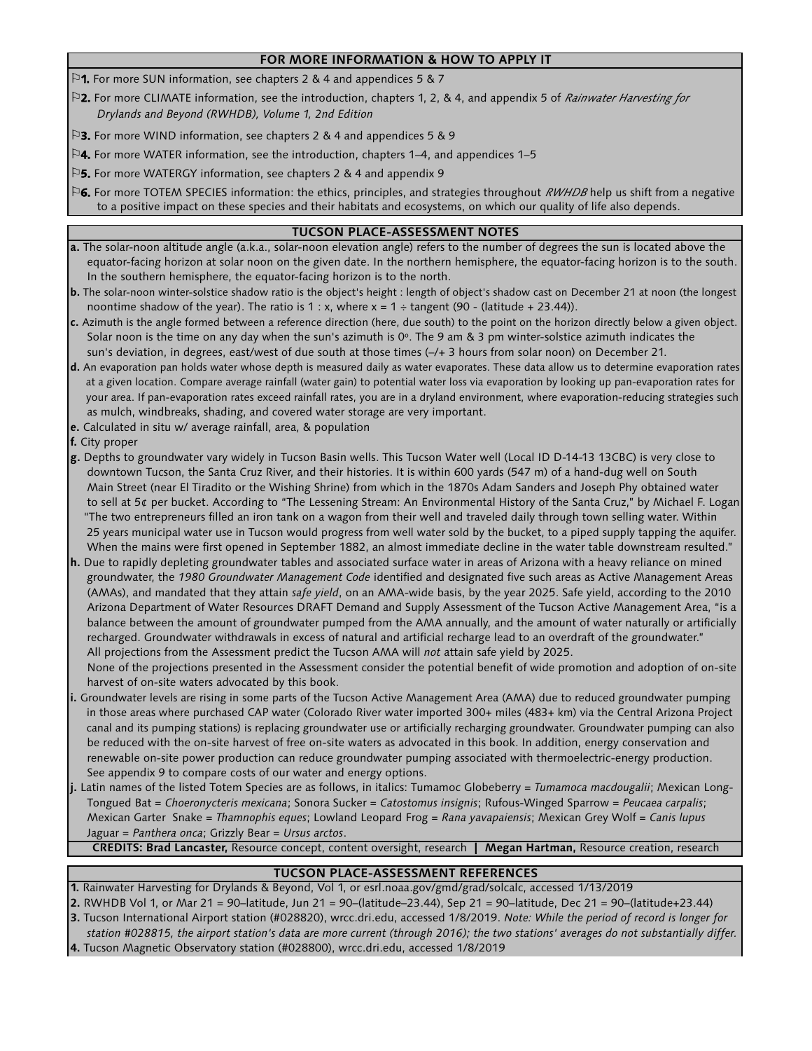## FOR MORE INFORMATION & HOW TO APPLY IT

⚐**1.** For more SUN information, see chapters 2 & 4 and appendices 5 & 7

⚐**2.** For more CLIMATE information, see the introduction, chapters 1, 2, & 4, and appendix 5 of *Rainwater Harvesting for Drylands and Beyond (RWHDB), Volume 1, 2nd Edition*

⚐**3.** For more WIND information, see chapters 2 & 4 and appendices 5 & 9

⚐**4.** For more WATER information, see the introduction, chapters 1–4, and appendices 1–5

⚐**5.** For more WATERGY information, see chapters 2 & 4 and appendix 9

⚐**6.** For more TOTEM SPECIES information: the ethics, principles, and strategies throughout *RWHDB* help us shift from a negative to a positive impact on these species and their habitats and ecosystems, on which our quality of life also depends.

## TUCSON PLACE-ASSESSMENT NOTES

**a.** The solar-noon altitude angle (a.k.a., solar-noon elevation angle) refers to the number of degrees the sun is located above the equator-facing horizon at solar noon on the given date. In the northern hemisphere, the equator-facing horizon is to the south. In the southern hemisphere, the equator-facing horizon is to the north.

**b.** The solar-noon winter-solstice shadow ratio is the object's height : length of object's shadow cast on December 21 at noon (the longest noontime shadow of the year). The ratio is 1 : x, where x = 1 ÷ tangent (90 - (latitude + 23.44)).

**c.** Azimuth is the angle formed between a reference direction (here, due south) to the point on the horizon directly below a given object. Solar noon is the time on any day when the sun's azimuth is 0°. The 9 am & 3 pm winter-solstice azimuth indicates the sun's deviation, in degrees, east/west of due south at those times (–/+ 3 hours from solar noon) on December 21.

**d.** An evaporation pan holds water whose depth is measured daily as water evaporates. These data allow us to determine evaporation rates at a given location. Compare average rainfall (water gain) to potential water loss via evaporation by looking up pan-evaporation rates for your area. If pan-evaporation rates exceed rainfall rates, you are in a dryland environment, where evaporation-reducing strategies such as mulch, windbreaks, shading, and covered water storage are very important.

**e.** Calculated in situ w/ average rainfall, area, & population

**f.** City proper

**g.** Depths to groundwater vary widely in Tucson Basin wells. This Tucson Water well (Local ID D-14-13 13CBC) is very close to downtown Tucson, the Santa Cruz River, and their histories. It is within 600 yards (547 m) of a hand-dug well on South Main Street (near El Tiradito or the Wishing Shrine) from which in the 1870s Adam Sanders and Joseph Phy obtained water to sell at 5¢ per bucket. According to "The Lessening Stream: An Environmental History of the Santa Cruz," by Michael F. Logan "The two entrepreneurs filled an iron tank on a wagon from their well and traveled daily through town selling water. Within 25 years municipal water use in Tucson would progress from well water sold by the bucket, to a piped supply tapping the aquifer. When the mains were first opened in September 1882, an almost immediate decline in the water table downstream resulted."

**h.** Due to rapidly depleting groundwater tables and associated surface water in areas of Arizona with a heavy reliance on mined groundwater, the *1980 Groundwater Management Code* identified and designated five such areas as Active Management Areas (AMAs), and mandated that they attain *safe yield*, on an AMA-wide basis, by the year 2025. Safe yield, according to the 2010 Arizona Department of Water Resources DRAFT Demand and Supply Assessment of the Tucson Active Management Area, "is a balance between the amount of groundwater pumped from the AMA annually, and the amount of water naturally or artificially recharged. Groundwater withdrawals in excess of natural and artificial recharge lead to an overdraft of the groundwater." All projections from the Assessment predict the Tucson AMA will *not* attain safe yield by 2025.
None of the projections presented in the Assessment consider the potential benefit of wide promotion and adoption of on-site harvest of on-site waters advocated by this book.

**i.** Groundwater levels are rising in some parts of the Tucson Active Management Area (AMA) due to reduced groundwater pumping in those areas where purchased CAP water (Colorado River water imported 300+ miles (483+ km) via the Central Arizona Project canal and its pumping stations) is replacing groundwater use or artificially recharging groundwater. Groundwater pumping can also be reduced with the on-site harvest of free on-site waters as advocated in this book. In addition, energy conservation and renewable on-site power production can reduce groundwater pumping associated with thermoelectric-energy production. See appendix 9 to compare costs of our water and energy options.

**j.** Latin names of the listed Totem Species are as follows, in italics: Tumamoc Globeberry = *Tumamoca macdougalii*; Mexican Long-Tongued Bat = *Choeronycteris mexicana*; Sonora Sucker = *Catostomus insignis*; Rufous-Winged Sparrow = *Peucaea carpalis*; Mexican Garter Snake = *Thamnophis eques*; Lowland Leopard Frog = *Rana yavapaiensis*; Mexican Grey Wolf = *Canis lupus* Jaguar = *Panthera onca*; Grizzly Bear = *Ursus arctos*.

**CREDITS: Brad Lancaster,** Resource concept, content oversight, research | **Megan Hartman,** Resource creation, research

## TUCSON PLACE-ASSESSMENT REFERENCES

**1.** Rainwater Harvesting for Drylands & Beyond, Vol 1, or esrl.noaa.gov/gmd/grad/solcalc, accessed 1/13/2019

**2.** RWHDB Vol 1, or Mar 21 = 90–latitude, Jun 21 = 90–(latitude–23.44), Sep 21 = 90–latitude, Dec 21 = 90–(latitude+23.44)

**3.** Tucson International Airport station (#028820), wrcc.dri.edu, accessed 1/8/2019. *Note: While the period of record is longer for station #028815, the airport station's data are more current (through 2016); the two stations' averages do not substantially differ.*

**4.** Tucson Magnetic Observatory station (#028800), wrcc.dri.edu, accessed 1/8/2019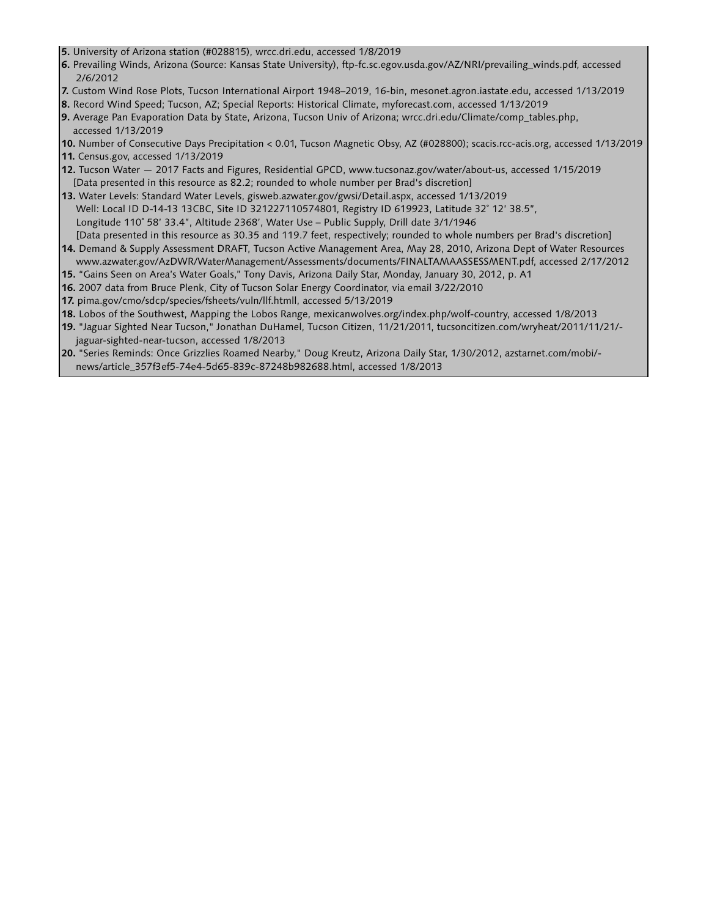**5.** University of Arizona station (#028815), wrcc.dri.edu, accessed 1/8/2019

**6.** Prevailing Winds, Arizona (Source: Kansas State University), ftp-fc.sc.egov.usda.gov/AZ/NRI/prevailing_winds.pdf, accessed 2/6/2012

**7.** Custom Wind Rose Plots, Tucson International Airport 1948–2019, 16-bin, mesonet.agron.iastate.edu, accessed 1/13/2019

**8.** Record Wind Speed; Tucson, AZ; Special Reports: Historical Climate, myforecast.com, accessed 1/13/2019

**9.** Average Pan Evaporation Data by State, Arizona, Tucson Univ of Arizona; wrcc.dri.edu/Climate/comp_tables.php, accessed 1/13/2019

**10.** Number of Consecutive Days Precipitation < 0.01, Tucson Magnetic Obsy, AZ (#028800); scacis.rcc-acis.org, accessed 1/13/2019

**11.** Census.gov, accessed 1/13/2019

**12.** Tucson Water — 2017 Facts and Figures, Residential GPCD, www.tucsonaz.gov/water/about-us, accessed 1/15/2019
[Data presented in this resource as 82.2; rounded to whole number per Brad's discretion]

**13.** Water Levels: Standard Water Levels, gisweb.azwater.gov/gwsi/Detail.aspx, accessed 1/13/2019
Well: Local ID D-14-13 13CBC, Site ID 321227110574801, Registry ID 619923, Latitude 32° 12' 38.5", Longitude 110° 58' 33.4", Altitude 2368', Water Use – Public Supply, Drill date 3/1/1946
[Data presented in this resource as 30.35 and 119.7 feet, respectively; rounded to whole numbers per Brad's discretion]

**14.** Demand & Supply Assessment DRAFT, Tucson Active Management Area, May 28, 2010, Arizona Dept of Water Resources www.azwater.gov/AzDWR/WaterManagement/Assessments/documents/FINALTAMAASSESSMENT.pdf, accessed 2/17/2012

**15.** "Gains Seen on Area's Water Goals," Tony Davis, Arizona Daily Star, Monday, January 30, 2012, p. A1

**16.** 2007 data from Bruce Plenk, City of Tucson Solar Energy Coordinator, via email 3/22/2010

**17.** pima.gov/cmo/sdcp/species/fsheets/vuln/llf.htmll, accessed 5/13/2019

**18.** Lobos of the Southwest, Mapping the Lobos Range, mexicanwolves.org/index.php/wolf-country, accessed 1/8/2013

**19.** "Jaguar Sighted Near Tucson," Jonathan DuHamel, Tucson Citizen, 11/21/2011, tucsoncitizen.com/wryheat/2011/11/21/-jaguar-sighted-near-tucson, accessed 1/8/2013

**20.** "Series Reminds: Once Grizzlies Roamed Nearby," Doug Kreutz, Arizona Daily Star, 1/30/2012, azstarnet.com/mobi/-news/article_357f3ef5-74e4-5d65-839c-87248b982688.html, accessed 1/8/2013